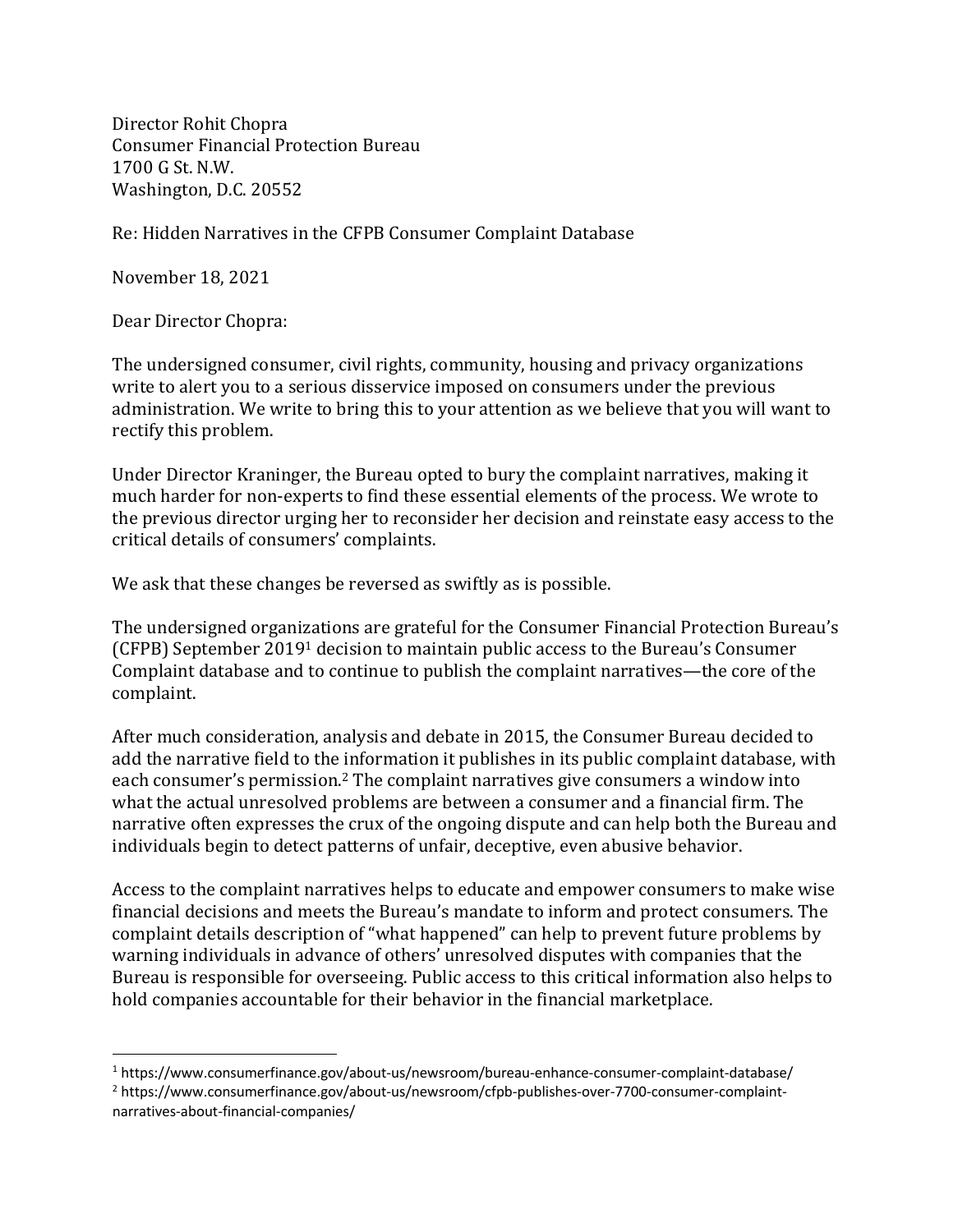Director Rohit Chopra
Consumer Financial Protection Bureau
1700 G St. N.W.
Washington, D.C. 20552

Re: Hidden Narratives in the CFPB Consumer Complaint Database

November 18, 2021

Dear Director Chopra:

The undersigned consumer, civil rights, community, housing and privacy organizations write to alert you to a serious disservice imposed on consumers under the previous administration. We write to bring this to your attention as we believe that you will want to rectify this problem.

Under Director Kraninger, the Bureau opted to bury the complaint narratives, making it much harder for non-experts to find these essential elements of the process. We wrote to the previous director urging her to reconsider her decision and reinstate easy access to the critical details of consumers' complaints.

We ask that these changes be reversed as swiftly as is possible.

The undersigned organizations are grateful for the Consumer Financial Protection Bureau's (CFPB) September 2019[1] decision to maintain public access to the Bureau's Consumer Complaint database and to continue to publish the complaint narratives—the core of the complaint.

After much consideration, analysis and debate in 2015, the Consumer Bureau decided to add the narrative field to the information it publishes in its public complaint database, with each consumer's permission.[2] The complaint narratives give consumers a window into what the actual unresolved problems are between a consumer and a financial firm. The narrative often expresses the crux of the ongoing dispute and can help both the Bureau and individuals begin to detect patterns of unfair, deceptive, even abusive behavior.

Access to the complaint narratives helps to educate and empower consumers to make wise financial decisions and meets the Bureau's mandate to inform and protect consumers. The complaint details description of "what happened" can help to prevent future problems by warning individuals in advance of others' unresolved disputes with companies that the Bureau is responsible for overseeing. Public access to this critical information also helps to hold companies accountable for their behavior in the financial marketplace.

---

[1] https://www.consumerfinance.gov/about-us/newsroom/bureau-enhance-consumer-complaint-database/

[2] https://www.consumerfinance.gov/about-us/newsroom/cfpb-publishes-over-7700-consumer-complaint-narratives-about-financial-companies/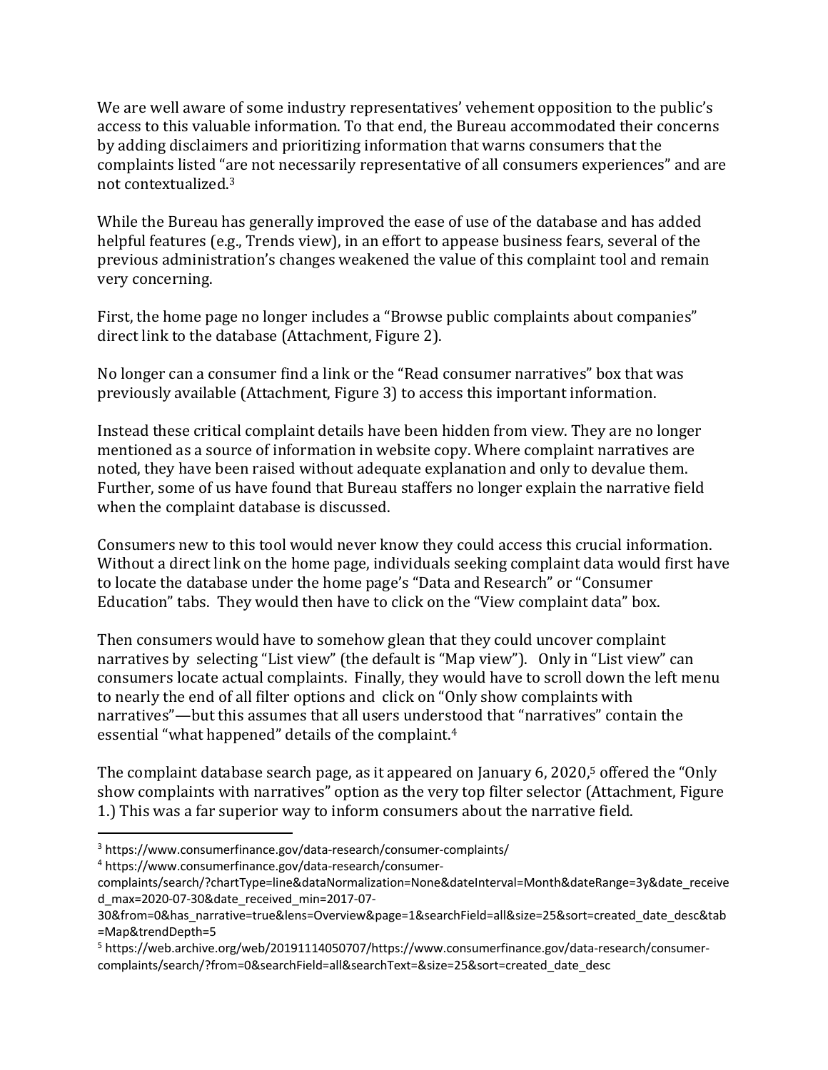We are well aware of some industry representatives' vehement opposition to the public's access to this valuable information. To that end, the Bureau accommodated their concerns by adding disclaimers and prioritizing information that warns consumers that the complaints listed "are not necessarily representative of all consumers experiences" and are not contextualized.[3]

While the Bureau has generally improved the ease of use of the database and has added helpful features (e.g., Trends view), in an effort to appease business fears, several of the previous administration's changes weakened the value of this complaint tool and remain very concerning.

First, the home page no longer includes a "Browse public complaints about companies" direct link to the database (Attachment, Figure 2).

No longer can a consumer find a link or the "Read consumer narratives" box that was previously available (Attachment, Figure 3) to access this important information.

Instead these critical complaint details have been hidden from view. They are no longer mentioned as a source of information in website copy. Where complaint narratives are noted, they have been raised without adequate explanation and only to devalue them. Further, some of us have found that Bureau staffers no longer explain the narrative field when the complaint database is discussed.

Consumers new to this tool would never know they could access this crucial information. Without a direct link on the home page, individuals seeking complaint data would first have to locate the database under the home page's "Data and Research" or "Consumer Education" tabs. They would then have to click on the "View complaint data" box.

Then consumers would have to somehow glean that they could uncover complaint narratives by selecting "List view" (the default is "Map view"). Only in "List view" can consumers locate actual complaints. Finally, they would have to scroll down the left menu to nearly the end of all filter options and click on "Only show complaints with narratives"—but this assumes that all users understood that "narratives" contain the essential "what happened" details of the complaint.[4]

The complaint database search page, as it appeared on January 6, 2020,[5] offered the "Only show complaints with narratives" option as the very top filter selector (Attachment, Figure 1.) This was a far superior way to inform consumers about the narrative field.

---

[3] https://www.consumerfinance.gov/data-research/consumer-complaints/

[4] https://www.consumerfinance.gov/data-research/consumer-complaints/search/?chartType=line&dataNormalization=None&dateInterval=Month&dateRange=3y&date_received_max=2020-07-30&date_received_min=2017-07-30&from=0&has_narrative=true&lens=Overview&page=1&searchField=all&size=25&sort=created_date_desc&tab=Map&trendDepth=5

[5] https://web.archive.org/web/20191114050707/https://www.consumerfinance.gov/data-research/consumer-complaints/search/?from=0&searchField=all&searchText=&size=25&sort=created_date_desc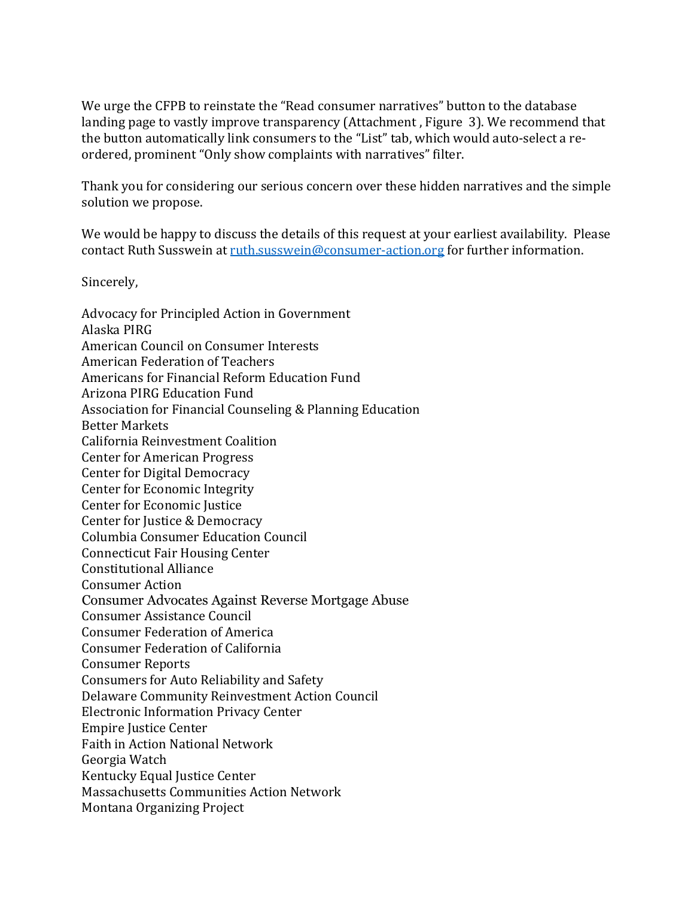We urge the CFPB to reinstate the "Read consumer narratives" button to the database landing page to vastly improve transparency (Attachment , Figure 3). We recommend that the button automatically link consumers to the "List" tab, which would auto-select a re-ordered, prominent "Only show complaints with narratives" filter.

Thank you for considering our serious concern over these hidden narratives and the simple solution we propose.

We would be happy to discuss the details of this request at your earliest availability. Please contact Ruth Susswein at ruth.susswein@consumer-action.org for further information.

Sincerely,

Advocacy for Principled Action in Government
Alaska PIRG
American Council on Consumer Interests
American Federation of Teachers
Americans for Financial Reform Education Fund
Arizona PIRG Education Fund
Association for Financial Counseling & Planning Education
Better Markets
California Reinvestment Coalition
Center for American Progress
Center for Digital Democracy
Center for Economic Integrity
Center for Economic Justice
Center for Justice & Democracy
Columbia Consumer Education Council
Connecticut Fair Housing Center
Constitutional Alliance
Consumer Action
Consumer Advocates Against Reverse Mortgage Abuse
Consumer Assistance Council
Consumer Federation of America
Consumer Federation of California
Consumer Reports
Consumers for Auto Reliability and Safety
Delaware Community Reinvestment Action Council
Electronic Information Privacy Center
Empire Justice Center
Faith in Action National Network
Georgia Watch
Kentucky Equal Justice Center
Massachusetts Communities Action Network
Montana Organizing Project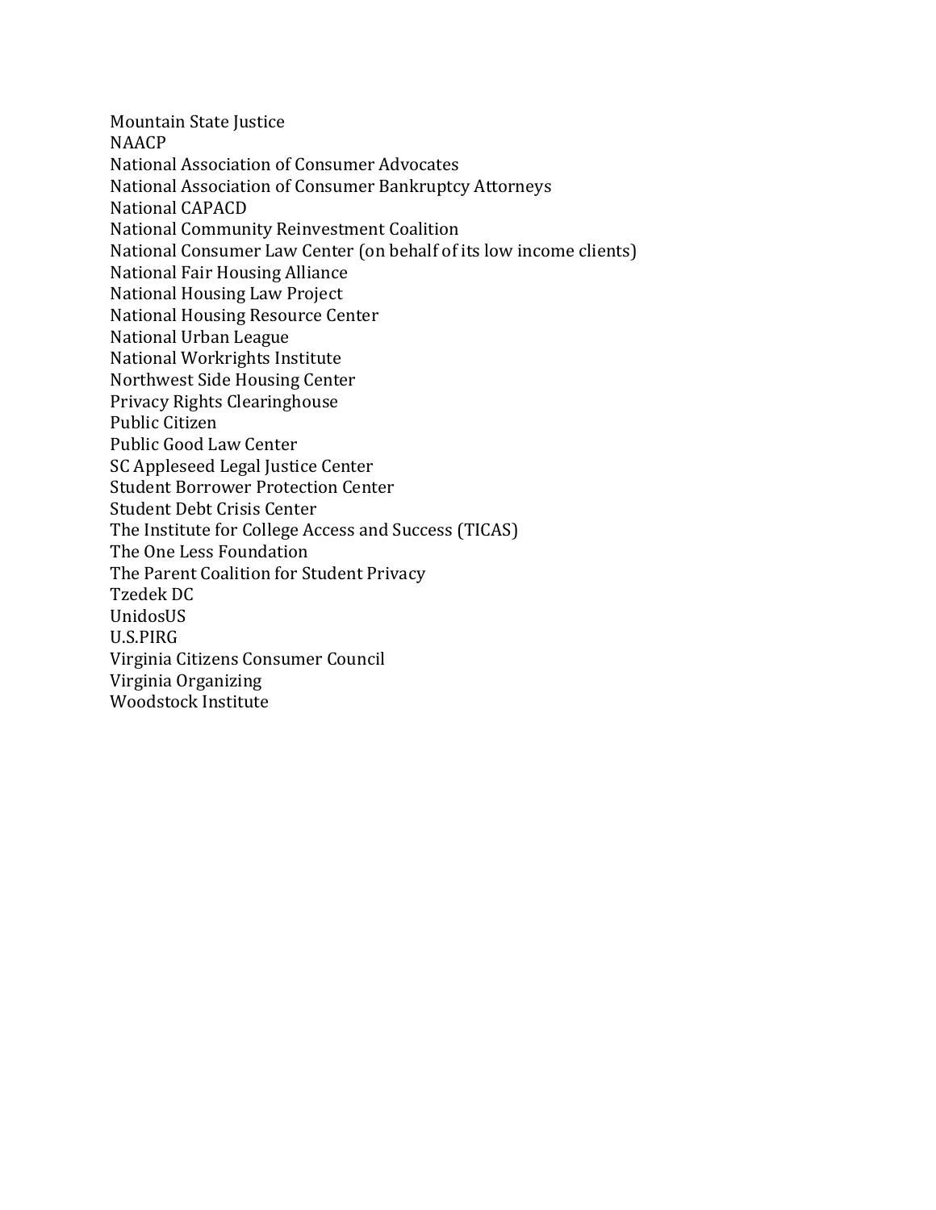Mountain State Justice
NAACP
National Association of Consumer Advocates
National Association of Consumer Bankruptcy Attorneys
National CAPACD
National Community Reinvestment Coalition
National Consumer Law Center (on behalf of its low income clients)
National Fair Housing Alliance
National Housing Law Project
National Housing Resource Center
National Urban League
National Workrights Institute
Northwest Side Housing Center
Privacy Rights Clearinghouse
Public Citizen
Public Good Law Center
SC Appleseed Legal Justice Center
Student Borrower Protection Center
Student Debt Crisis Center
The Institute for College Access and Success (TICAS)
The One Less Foundation
The Parent Coalition for Student Privacy
Tzedek DC
UnidosUS
U.S.PIRG
Virginia Citizens Consumer Council
Virginia Organizing
Woodstock Institute